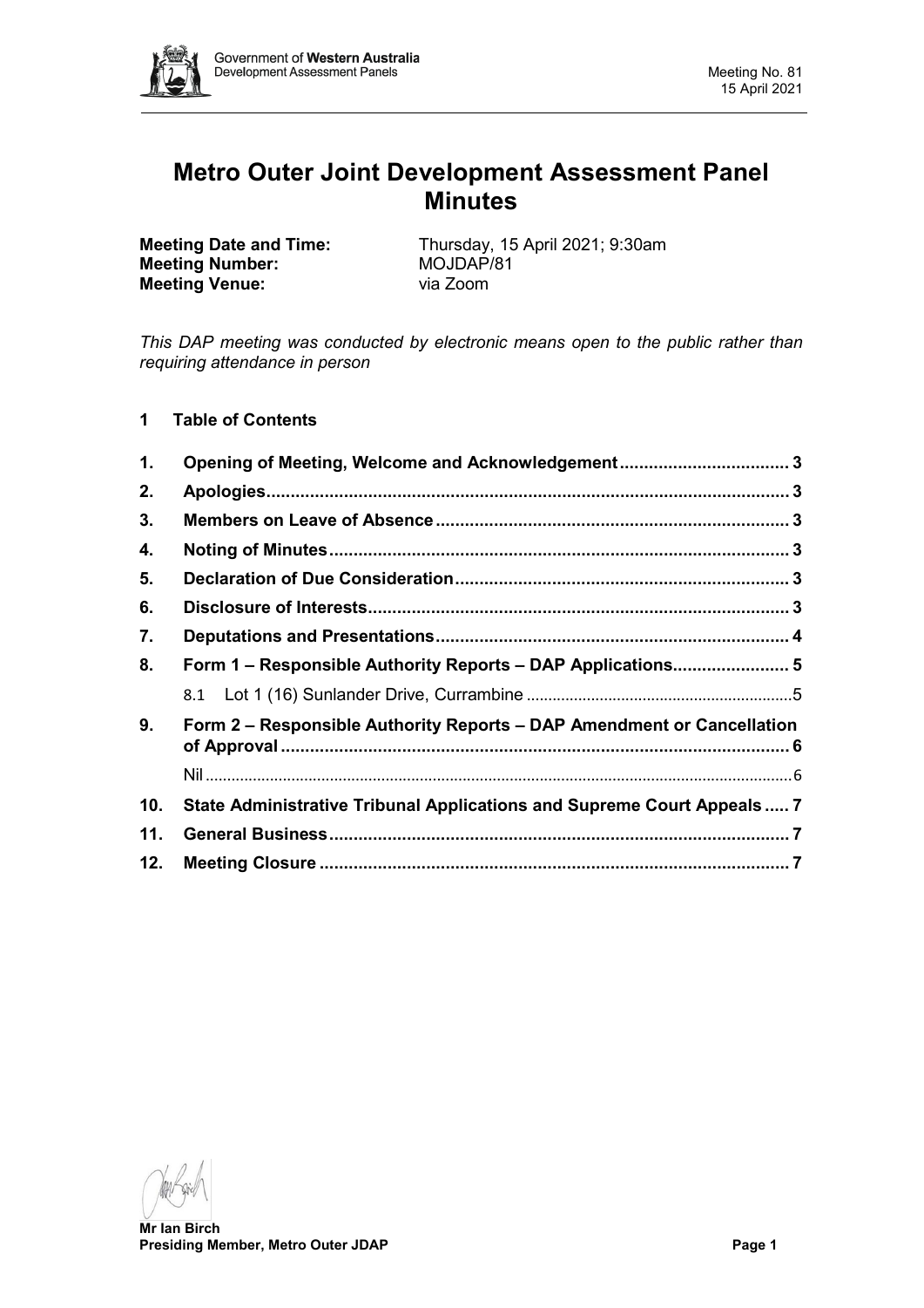# Metro Outer Joint Development Assessment Panel Minutes

**Meeting Date and Time:** Thursday, 15 April 2021; 9:30am
**Meeting Number:** MOJDAP/81
**Meeting Venue:** via Zoom

*This DAP meeting was conducted by electronic means open to the public rather than requiring attendance in person*

## 1 Table of Contents

| | | |
|---|---|---|
| 1. | Opening of Meeting, Welcome and Acknowledgement | 3 |
| 2. | Apologies | 3 |
| 3. | Members on Leave of Absence | 3 |
| 4. | Noting of Minutes | 3 |
| 5. | Declaration of Due Consideration | 3 |
| 6. | Disclosure of Interests | 3 |
| 7. | Deputations and Presentations | 4 |
| 8. | Form 1 – Responsible Authority Reports – DAP Applications | 5 |
| | 8.1 Lot 1 (16) Sunlander Drive, Currambine | 5 |
| 9. | Form 2 – Responsible Authority Reports – DAP Amendment or Cancellation of Approval | 6 |
| | Nil | 6 |
| 10. | State Administrative Tribunal Applications and Supreme Court Appeals | 7 |
| 11. | General Business | 7 |
| 12. | Meeting Closure | 7 |

**Mr Ian Birch**
**Presiding Member, Metro Outer JDAP**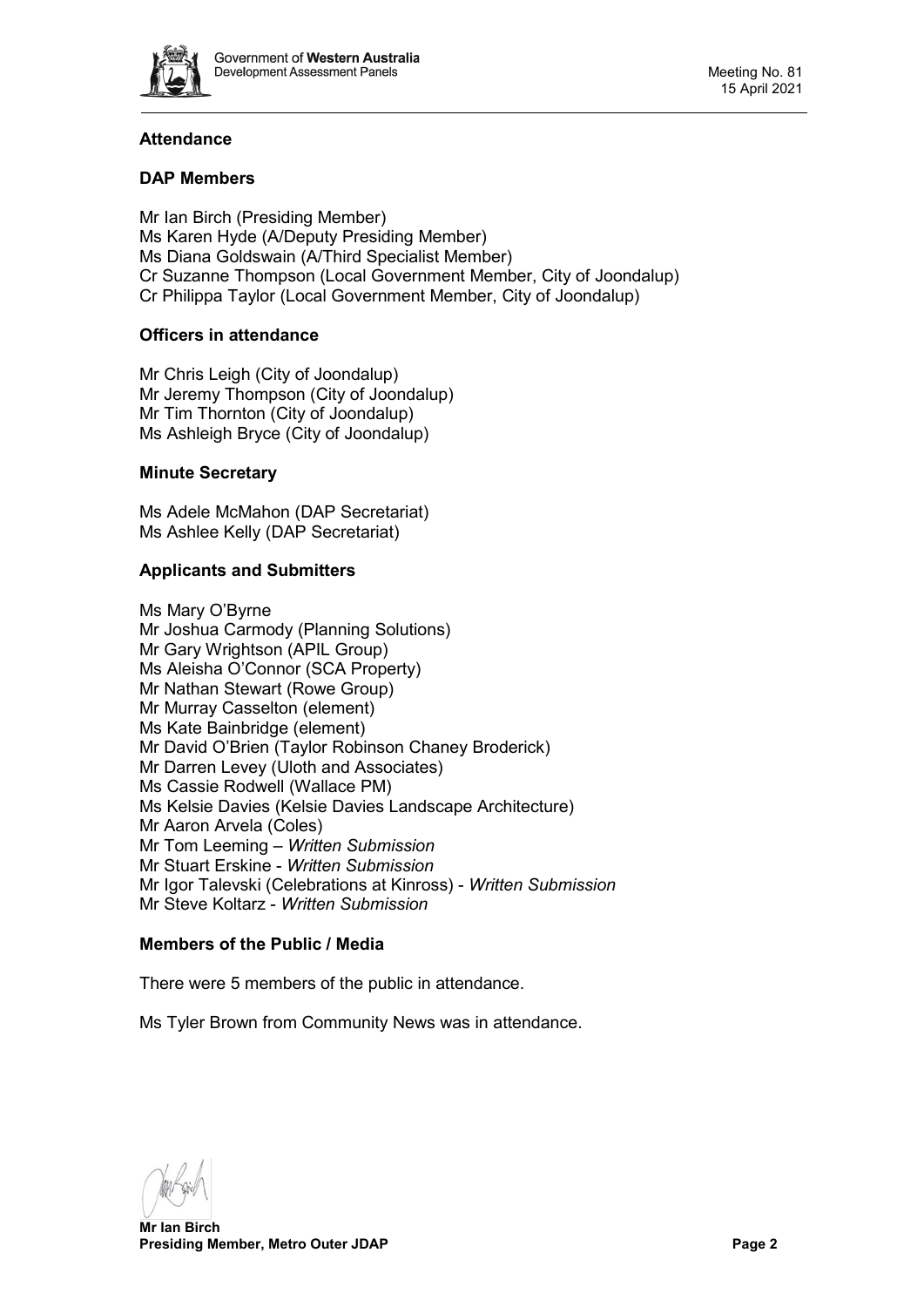### Attendance

### DAP Members

Mr Ian Birch (Presiding Member)
Ms Karen Hyde (A/Deputy Presiding Member)
Ms Diana Goldswain (A/Third Specialist Member)
Cr Suzanne Thompson (Local Government Member, City of Joondalup)
Cr Philippa Taylor (Local Government Member, City of Joondalup)

### Officers in attendance

Mr Chris Leigh (City of Joondalup)
Mr Jeremy Thompson (City of Joondalup)
Mr Tim Thornton (City of Joondalup)
Ms Ashleigh Bryce (City of Joondalup)

### Minute Secretary

Ms Adele McMahon (DAP Secretariat)
Ms Ashlee Kelly (DAP Secretariat)

### Applicants and Submitters

Ms Mary O'Byrne
Mr Joshua Carmody (Planning Solutions)
Mr Gary Wrightson (APIL Group)
Ms Aleisha O'Connor (SCA Property)
Mr Nathan Stewart (Rowe Group)
Mr Murray Casselton (element)
Ms Kate Bainbridge (element)
Mr David O'Brien (Taylor Robinson Chaney Broderick)
Mr Darren Levey (Uloth and Associates)
Ms Cassie Rodwell (Wallace PM)
Ms Kelsie Davies (Kelsie Davies Landscape Architecture)
Mr Aaron Arvela (Coles)
Mr Tom Leeming – *Written Submission*
Mr Stuart Erskine - *Written Submission*
Mr Igor Talevski (Celebrations at Kinross) - *Written Submission*
Mr Steve Koltarz - *Written Submission*

### Members of the Public / Media

There were 5 members of the public in attendance.

Ms Tyler Brown from Community News was in attendance.

**Mr Ian Birch**
**Presiding Member, Metro Outer JDAP**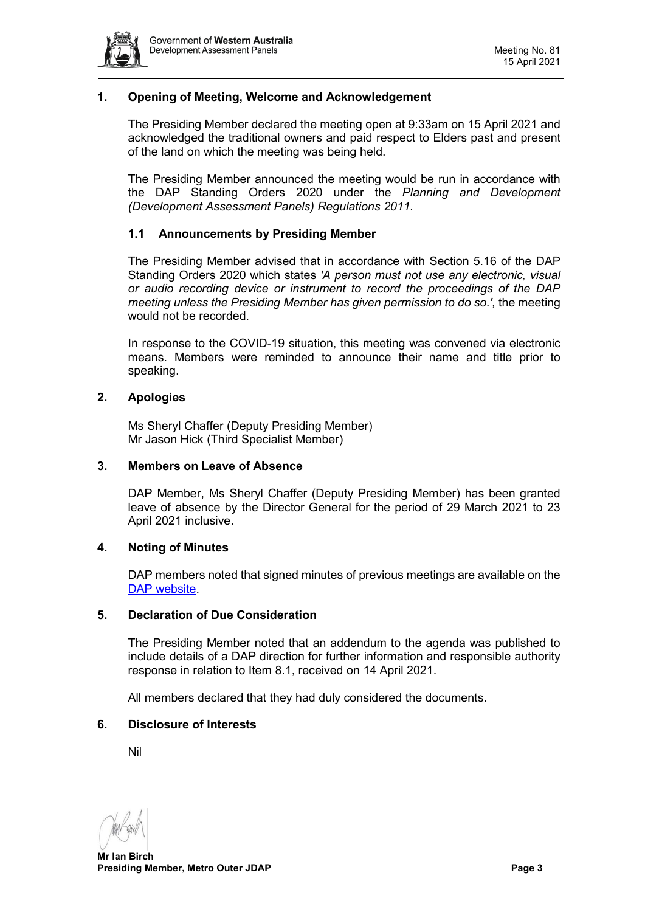## 1. Opening of Meeting, Welcome and Acknowledgement

The Presiding Member declared the meeting open at 9:33am on 15 April 2021 and acknowledged the traditional owners and paid respect to Elders past and present of the land on which the meeting was being held.

The Presiding Member announced the meeting would be run in accordance with the DAP Standing Orders 2020 under the *Planning and Development (Development Assessment Panels) Regulations 2011.*

### 1.1 Announcements by Presiding Member

The Presiding Member advised that in accordance with Section 5.16 of the DAP Standing Orders 2020 which states *'A person must not use any electronic, visual or audio recording device or instrument to record the proceedings of the DAP meeting unless the Presiding Member has given permission to do so.',* the meeting would not be recorded.

In response to the COVID-19 situation, this meeting was convened via electronic means. Members were reminded to announce their name and title prior to speaking.

## 2. Apologies

Ms Sheryl Chaffer (Deputy Presiding Member)
Mr Jason Hick (Third Specialist Member)

## 3. Members on Leave of Absence

DAP Member, Ms Sheryl Chaffer (Deputy Presiding Member) has been granted leave of absence by the Director General for the period of 29 March 2021 to 23 April 2021 inclusive.

## 4. Noting of Minutes

DAP members noted that signed minutes of previous meetings are available on the DAP website.

## 5. Declaration of Due Consideration

The Presiding Member noted that an addendum to the agenda was published to include details of a DAP direction for further information and responsible authority response in relation to Item 8.1, received on 14 April 2021.

All members declared that they had duly considered the documents.

## 6. Disclosure of Interests

Nil

**Mr Ian Birch**
**Presiding Member, Metro Outer JDAP**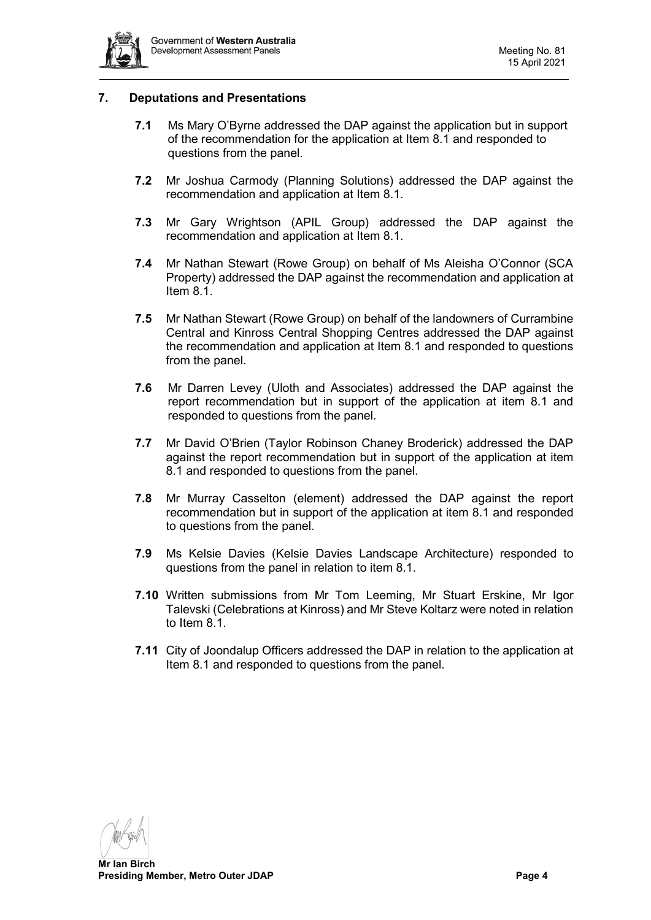## 7. Deputations and Presentations

**7.1** Ms Mary O'Byrne addressed the DAP against the application but in support of the recommendation for the application at Item 8.1 and responded to questions from the panel.

**7.2** Mr Joshua Carmody (Planning Solutions) addressed the DAP against the recommendation and application at Item 8.1.

**7.3** Mr Gary Wrightson (APIL Group) addressed the DAP against the recommendation and application at Item 8.1.

**7.4** Mr Nathan Stewart (Rowe Group) on behalf of Ms Aleisha O'Connor (SCA Property) addressed the DAP against the recommendation and application at Item 8.1.

**7.5** Mr Nathan Stewart (Rowe Group) on behalf of the landowners of Currambine Central and Kinross Central Shopping Centres addressed the DAP against the recommendation and application at Item 8.1 and responded to questions from the panel.

**7.6** Mr Darren Levey (Uloth and Associates) addressed the DAP against the report recommendation but in support of the application at item 8.1 and responded to questions from the panel.

**7.7** Mr David O'Brien (Taylor Robinson Chaney Broderick) addressed the DAP against the report recommendation but in support of the application at item 8.1 and responded to questions from the panel.

**7.8** Mr Murray Casselton (element) addressed the DAP against the report recommendation but in support of the application at item 8.1 and responded to questions from the panel.

**7.9** Ms Kelsie Davies (Kelsie Davies Landscape Architecture) responded to questions from the panel in relation to item 8.1.

**7.10** Written submissions from Mr Tom Leeming, Mr Stuart Erskine, Mr Igor Talevski (Celebrations at Kinross) and Mr Steve Koltarz were noted in relation to Item 8.1.

**7.11** City of Joondalup Officers addressed the DAP in relation to the application at Item 8.1 and responded to questions from the panel.

**Mr Ian Birch**
**Presiding Member, Metro Outer JDAP**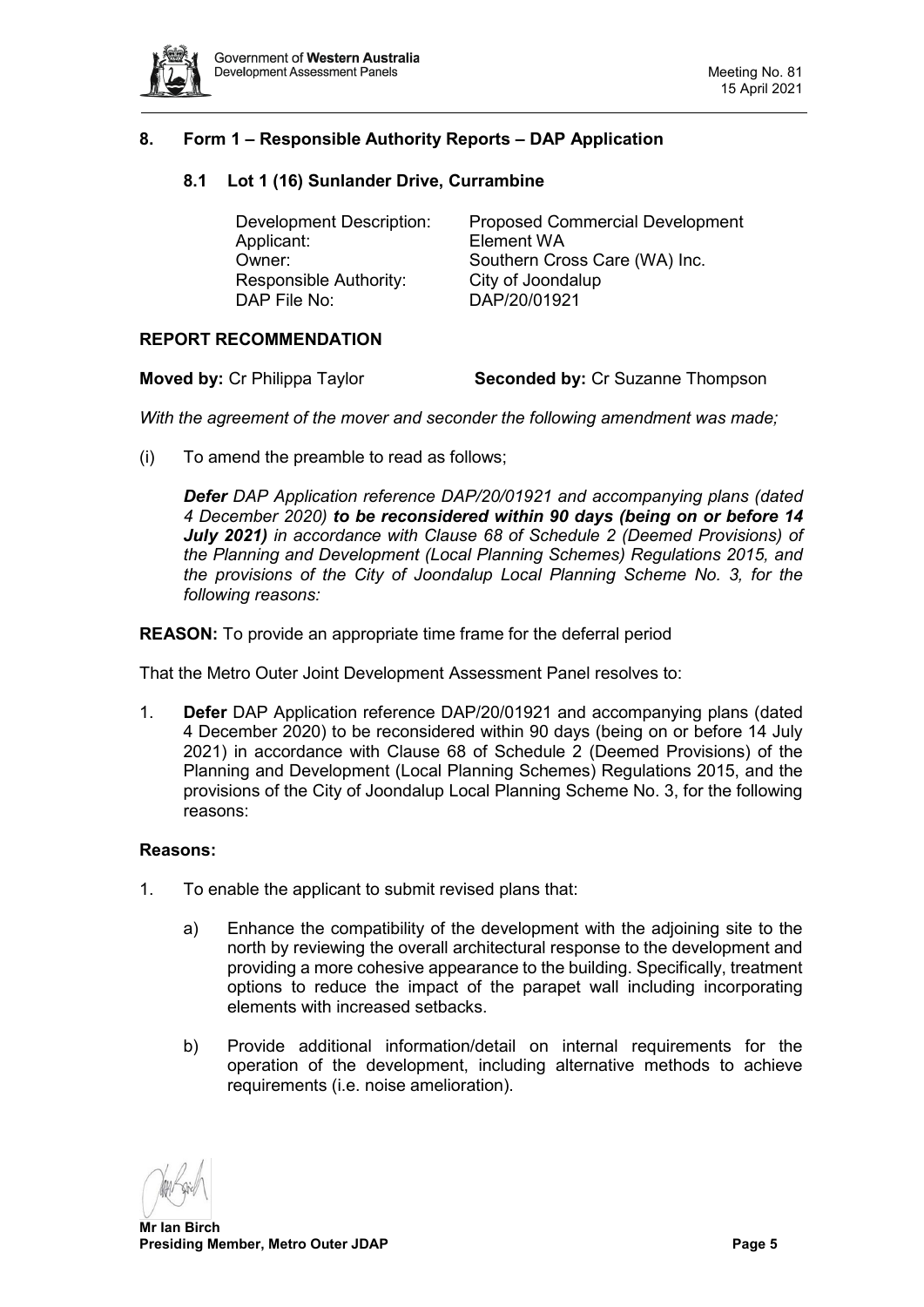## 8. Form 1 – Responsible Authority Reports – DAP Application

### 8.1 Lot 1 (16) Sunlander Drive, Currambine

| | |
|---|---|
| Development Description: | Proposed Commercial Development |
| Applicant: | Element WA |
| Owner: | Southern Cross Care (WA) Inc. |
| Responsible Authority: | City of Joondalup |
| DAP File No: | DAP/20/01921 |

**REPORT RECOMMENDATION**

**Moved by:** Cr Philippa Taylor **Seconded by:** Cr Suzanne Thompson

*With the agreement of the mover and seconder the following amendment was made;*

(i) To amend the preamble to read as follows;

*__Defer__ DAP Application reference DAP/20/01921 and accompanying plans (dated 4 December 2020) __to be reconsidered within 90 days (being on or before 14 July 2021)__ in accordance with Clause 68 of Schedule 2 (Deemed Provisions) of the Planning and Development (Local Planning Schemes) Regulations 2015, and the provisions of the City of Joondalup Local Planning Scheme No. 3, for the following reasons:*

**REASON:** To provide an appropriate time frame for the deferral period

That the Metro Outer Joint Development Assessment Panel resolves to:

1. **Defer** DAP Application reference DAP/20/01921 and accompanying plans (dated 4 December 2020) to be reconsidered within 90 days (being on or before 14 July 2021) in accordance with Clause 68 of Schedule 2 (Deemed Provisions) of the Planning and Development (Local Planning Schemes) Regulations 2015, and the provisions of the City of Joondalup Local Planning Scheme No. 3, for the following reasons:

**Reasons:**

1. To enable the applicant to submit revised plans that:

   a) Enhance the compatibility of the development with the adjoining site to the north by reviewing the overall architectural response to the development and providing a more cohesive appearance to the building. Specifically, treatment options to reduce the impact of the parapet wall including incorporating elements with increased setbacks.

   b) Provide additional information/detail on internal requirements for the operation of the development, including alternative methods to achieve requirements (i.e. noise amelioration).

**Mr Ian Birch**
**Presiding Member, Metro Outer JDAP**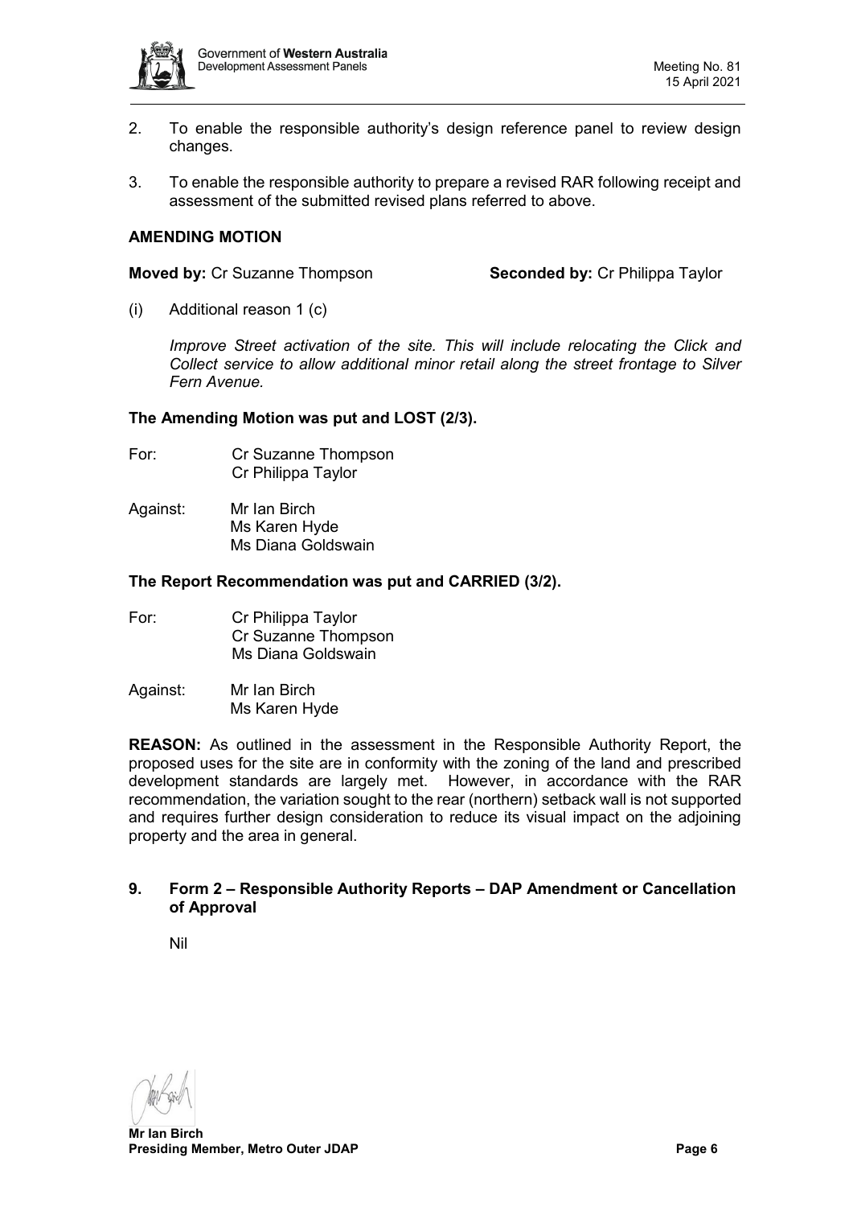2. To enable the responsible authority's design reference panel to review design changes.

3. To enable the responsible authority to prepare a revised RAR following receipt and assessment of the submitted revised plans referred to above.

**AMENDING MOTION**

**Moved by:** Cr Suzanne Thompson **Seconded by:** Cr Philippa Taylor

(i) Additional reason 1 (c)

*Improve Street activation of the site. This will include relocating the Click and Collect service to allow additional minor retail along the street frontage to Silver Fern Avenue.*

**The Amending Motion was put and LOST (2/3).**

For: Cr Suzanne Thompson
Cr Philippa Taylor

Against: Mr Ian Birch
Ms Karen Hyde
Ms Diana Goldswain

**The Report Recommendation was put and CARRIED (3/2).**

For: Cr Philippa Taylor
Cr Suzanne Thompson
Ms Diana Goldswain

Against: Mr Ian Birch
Ms Karen Hyde

**REASON:** As outlined in the assessment in the Responsible Authority Report, the proposed uses for the site are in conformity with the zoning of the land and prescribed development standards are largely met. However, in accordance with the RAR recommendation, the variation sought to the rear (northern) setback wall is not supported and requires further design consideration to reduce its visual impact on the adjoining property and the area in general.

## 9. Form 2 – Responsible Authority Reports – DAP Amendment or Cancellation of Approval

Nil

**Mr Ian Birch**
**Presiding Member, Metro Outer JDAP**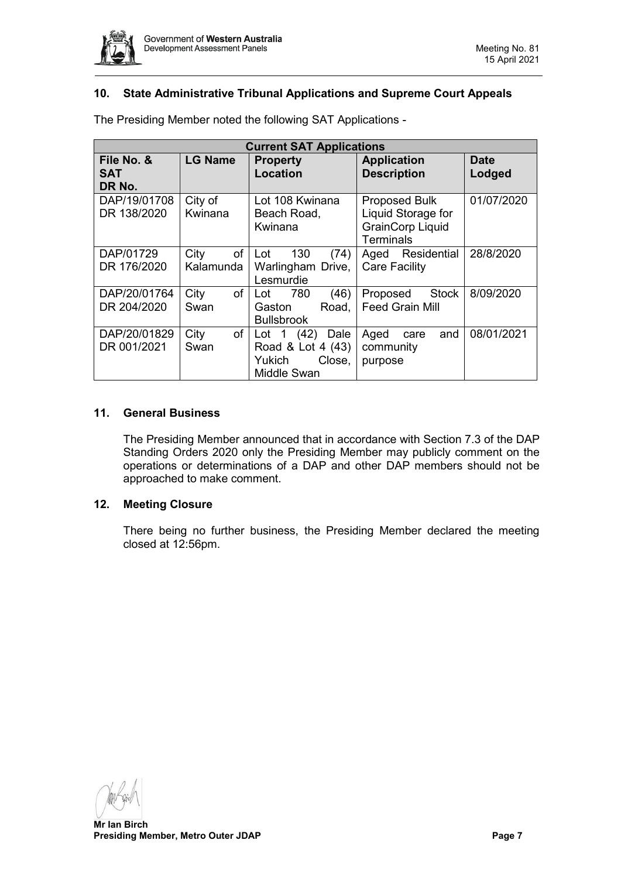## 10. State Administrative Tribunal Applications and Supreme Court Appeals

The Presiding Member noted the following SAT Applications -

| **Current SAT Applications** | | | | |
|---|---|---|---|---|
| **File No. & SAT DR No.** | **LG Name** | **Property Location** | **Application Description** | **Date Lodged** |
| DAP/19/01708 DR 138/2020 | City of Kwinana | Lot 108 Kwinana Beach Road, Kwinana | Proposed Bulk Liquid Storage for GrainCorp Liquid Terminals | 01/07/2020 |
| DAP/01729 DR 176/2020 | City of Kalamunda | Lot 130 (74) Warlingham Drive, Lesmurdie | Aged Residential Care Facility | 28/8/2020 |
| DAP/20/01764 DR 204/2020 | City of Swan | Lot 780 (46) Gaston Road, Bullsbrook | Proposed Stock Feed Grain Mill | 8/09/2020 |
| DAP/20/01829 DR 001/2021 | City of Swan | Lot 1 (42) Dale Road & Lot 4 (43) Yukich Close, Middle Swan | Aged care and community purpose | 08/01/2021 |

## 11. General Business

The Presiding Member announced that in accordance with Section 7.3 of the DAP Standing Orders 2020 only the Presiding Member may publicly comment on the operations or determinations of a DAP and other DAP members should not be approached to make comment.

## 12. Meeting Closure

There being no further business, the Presiding Member declared the meeting closed at 12:56pm.

**Mr Ian Birch**
**Presiding Member, Metro Outer JDAP**